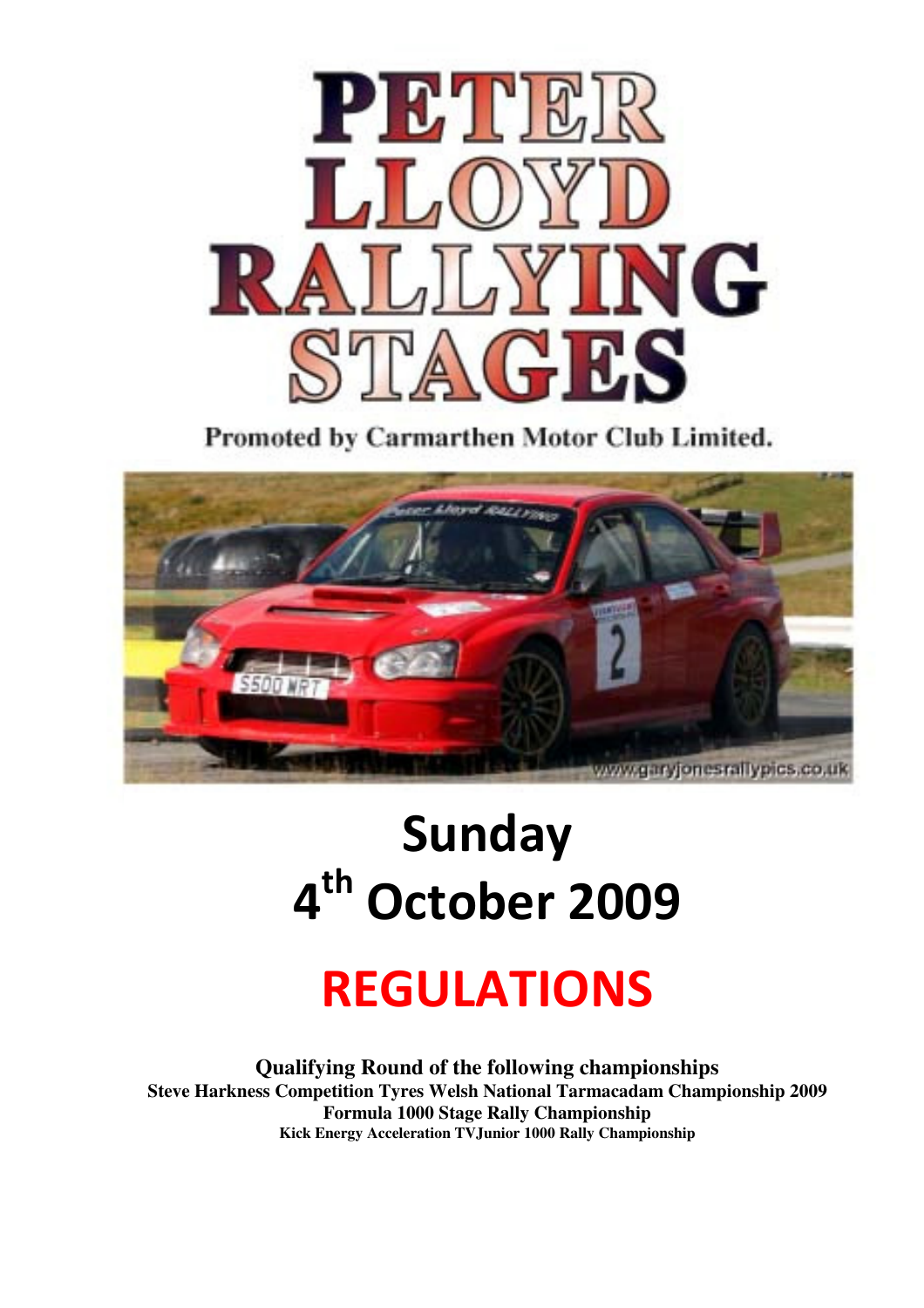# PETER LLOYD RALLYING STAGES

**Promoted by Carmarthen Motor Club Limited.**

# Sunday 4th October 2009

# REGULATIONS

**Qualifying Round of the following championships**

**Steve Harkness Competition Tyres Welsh National Tarmacadam Championship 2009**

**Formula 1000 Stage Rally Championship**

**Kick Energy Acceleration TVJunior 1000 Rally Championship**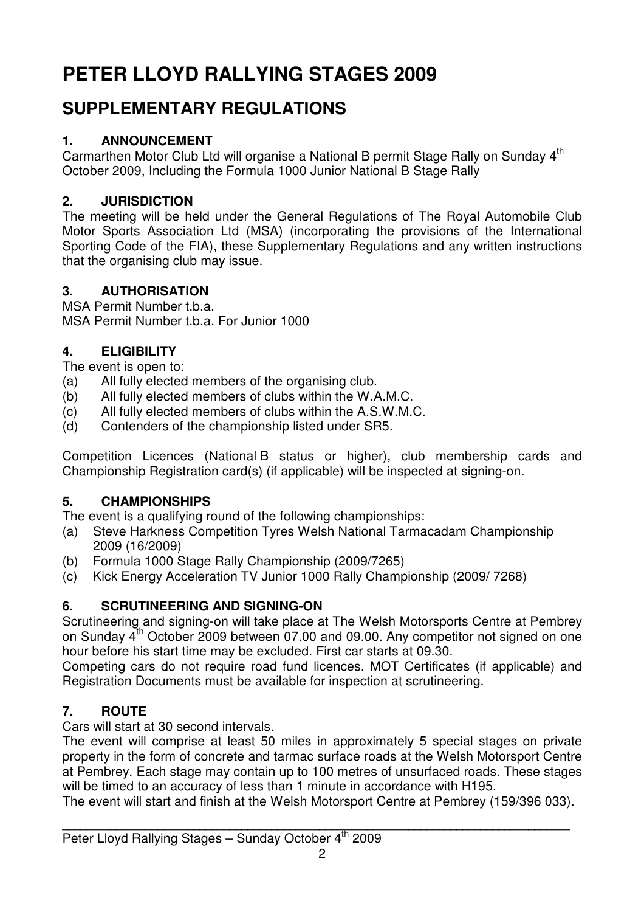# PETER LLOYD RALLYING STAGES 2009

## SUPPLEMENTARY REGULATIONS

### 1. ANNOUNCEMENT

Carmarthen Motor Club Ltd will organise a National B permit Stage Rally on Sunday 4th October 2009, Including the Formula 1000 Junior National B Stage Rally

### 2. JURISDICTION

The meeting will be held under the General Regulations of The Royal Automobile Club Motor Sports Association Ltd (MSA) (incorporating the provisions of the International Sporting Code of the FIA), these Supplementary Regulations and any written instructions that the organising club may issue.

### 3. AUTHORISATION

MSA Permit Number t.b.a.
MSA Permit Number t.b.a. For Junior 1000

### 4. ELIGIBILITY

The event is open to:

- (a) All fully elected members of the organising club.
- (b) All fully elected members of clubs within the W.A.M.C.
- (c) All fully elected members of clubs within the A.S.W.M.C.
- (d) Contenders of the championship listed under SR5.

Competition Licences (National B status or higher), club membership cards and Championship Registration card(s) (if applicable) will be inspected at signing-on.

### 5. CHAMPIONSHIPS

The event is a qualifying round of the following championships:

- (a) Steve Harkness Competition Tyres Welsh National Tarmacadam Championship 2009 (16/2009)
- (b) Formula 1000 Stage Rally Championship (2009/7265)
- (c) Kick Energy Acceleration TV Junior 1000 Rally Championship (2009/ 7268)

### 6. SCRUTINEERING AND SIGNING-ON

Scrutineering and signing-on will take place at The Welsh Motorsports Centre at Pembrey on Sunday 4th October 2009 between 07.00 and 09.00. Any competitor not signed on one hour before his start time may be excluded. First car starts at 09.30.

Competing cars do not require road fund licences. MOT Certificates (if applicable) and Registration Documents must be available for inspection at scrutineering.

### 7. ROUTE

Cars will start at 30 second intervals.

The event will comprise at least 50 miles in approximately 5 special stages on private property in the form of concrete and tarmac surface roads at the Welsh Motorsport Centre at Pembrey. Each stage may contain up to 100 metres of unsurfaced roads. These stages will be timed to an accuracy of less than 1 minute in accordance with H195.

The event will start and finish at the Welsh Motorsport Centre at Pembrey (159/396 033).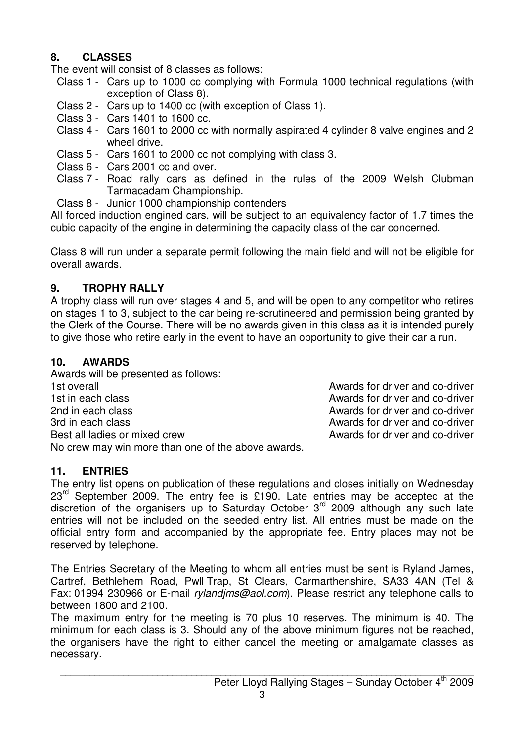## 8. CLASSES

The event will consist of 8 classes as follows:

- Class 1 - Cars up to 1000 cc complying with Formula 1000 technical regulations (with exception of Class 8).
- Class 2 - Cars up to 1400 cc (with exception of Class 1).
- Class 3 - Cars 1401 to 1600 cc.
- Class 4 - Cars 1601 to 2000 cc with normally aspirated 4 cylinder 8 valve engines and 2 wheel drive.
- Class 5 - Cars 1601 to 2000 cc not complying with class 3.
- Class 6 - Cars 2001 cc and over.
- Class 7 - Road rally cars as defined in the rules of the 2009 Welsh Clubman Tarmacadam Championship.
- Class 8 - Junior 1000 championship contenders

All forced induction engined cars, will be subject to an equivalency factor of 1.7 times the cubic capacity of the engine in determining the capacity class of the car concerned.

Class 8 will run under a separate permit following the main field and will not be eligible for overall awards.

## 9. TROPHY RALLY

A trophy class will run over stages 4 and 5, and will be open to any competitor who retires on stages 1 to 3, subject to the car being re-scrutineered and permission being granted by the Clerk of the Course. There will be no awards given in this class as it is intended purely to give those who retire early in the event to have an opportunity to give their car a run.

## 10. AWARDS

Awards will be presented as follows:

| | |
|---|---|
| 1st overall | Awards for driver and co-driver |
| 1st in each class | Awards for driver and co-driver |
| 2nd in each class | Awards for driver and co-driver |
| 3rd in each class | Awards for driver and co-driver |
| Best all ladies or mixed crew | Awards for driver and co-driver |

No crew may win more than one of the above awards.

## 11. ENTRIES

The entry list opens on publication of these regulations and closes initially on Wednesday 23rd September 2009. The entry fee is £190. Late entries may be accepted at the discretion of the organisers up to Saturday October 3rd 2009 although any such late entries will not be included on the seeded entry list. All entries must be made on the official entry form and accompanied by the appropriate fee. Entry places may not be reserved by telephone.

The Entries Secretary of the Meeting to whom all entries must be sent is Ryland James, Cartref, Bethlehem Road, Pwll Trap, St Clears, Carmarthenshire, SA33 4AN (Tel & Fax: 01994 230966 or E-mail *rylandjms@aol.com*). Please restrict any telephone calls to between 1800 and 2100.

The maximum entry for the meeting is 70 plus 10 reserves. The minimum is 40. The minimum for each class is 3. Should any of the above minimum figures not be reached, the organisers have the right to either cancel the meeting or amalgamate classes as necessary.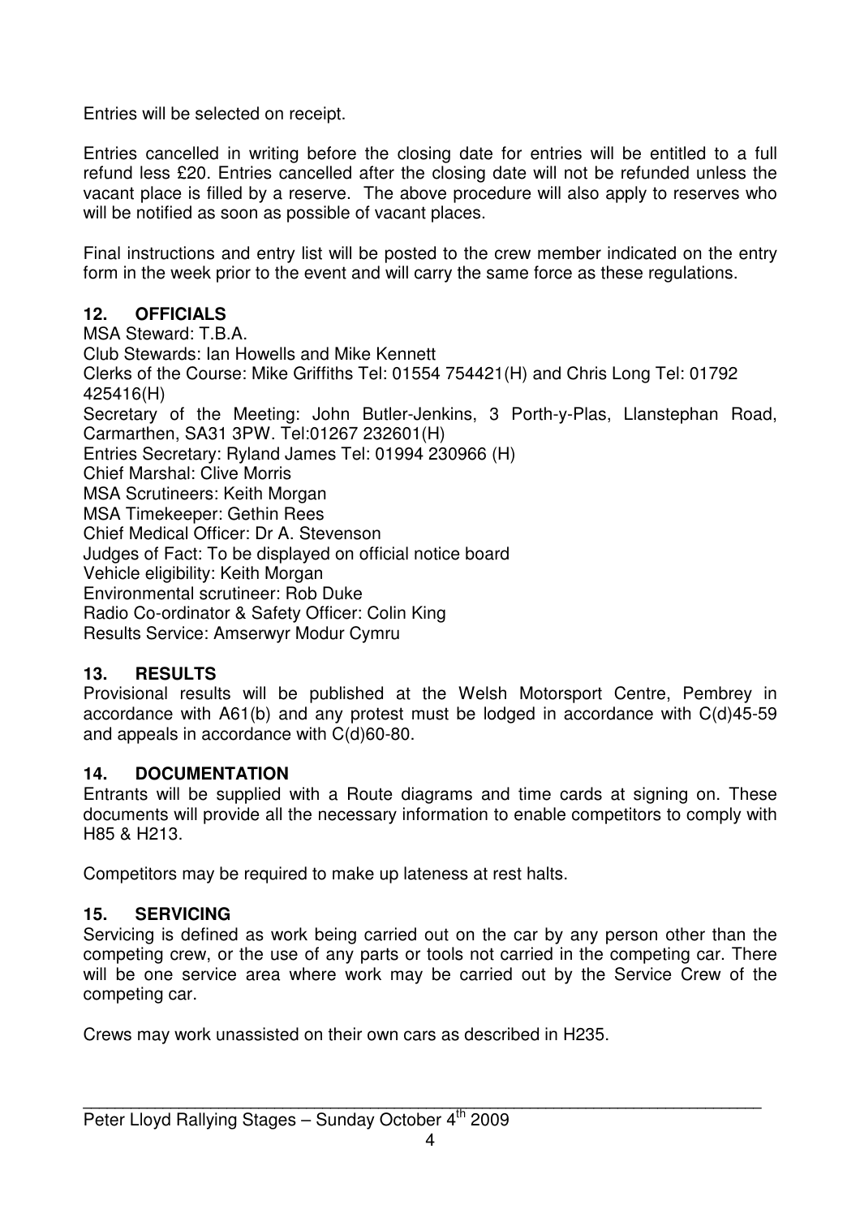Entries will be selected on receipt.

Entries cancelled in writing before the closing date for entries will be entitled to a full refund less £20. Entries cancelled after the closing date will not be refunded unless the vacant place is filled by a reserve. The above procedure will also apply to reserves who will be notified as soon as possible of vacant places.

Final instructions and entry list will be posted to the crew member indicated on the entry form in the week prior to the event and will carry the same force as these regulations.

## 12. OFFICIALS

MSA Steward: T.B.A.
Club Stewards: Ian Howells and Mike Kennett
Clerks of the Course: Mike Griffiths Tel: 01554 754421(H) and Chris Long Tel: 01792 425416(H)
Secretary of the Meeting: John Butler-Jenkins, 3 Porth-y-Plas, Llanstephan Road, Carmarthen, SA31 3PW. Tel:01267 232601(H)
Entries Secretary: Ryland James Tel: 01994 230966 (H)
Chief Marshal: Clive Morris
MSA Scrutineers: Keith Morgan
MSA Timekeeper: Gethin Rees
Chief Medical Officer: Dr A. Stevenson
Judges of Fact: To be displayed on official notice board
Vehicle eligibility: Keith Morgan
Environmental scrutineer: Rob Duke
Radio Co-ordinator & Safety Officer: Colin King
Results Service: Amserwyr Modur Cymru

## 13. RESULTS

Provisional results will be published at the Welsh Motorsport Centre, Pembrey in accordance with A61(b) and any protest must be lodged in accordance with C(d)45-59 and appeals in accordance with C(d)60-80.

## 14. DOCUMENTATION

Entrants will be supplied with a Route diagrams and time cards at signing on. These documents will provide all the necessary information to enable competitors to comply with H85 & H213.

Competitors may be required to make up lateness at rest halts.

## 15. SERVICING

Servicing is defined as work being carried out on the car by any person other than the competing crew, or the use of any parts or tools not carried in the competing car. There will be one service area where work may be carried out by the Service Crew of the competing car.

Crews may work unassisted on their own cars as described in H235.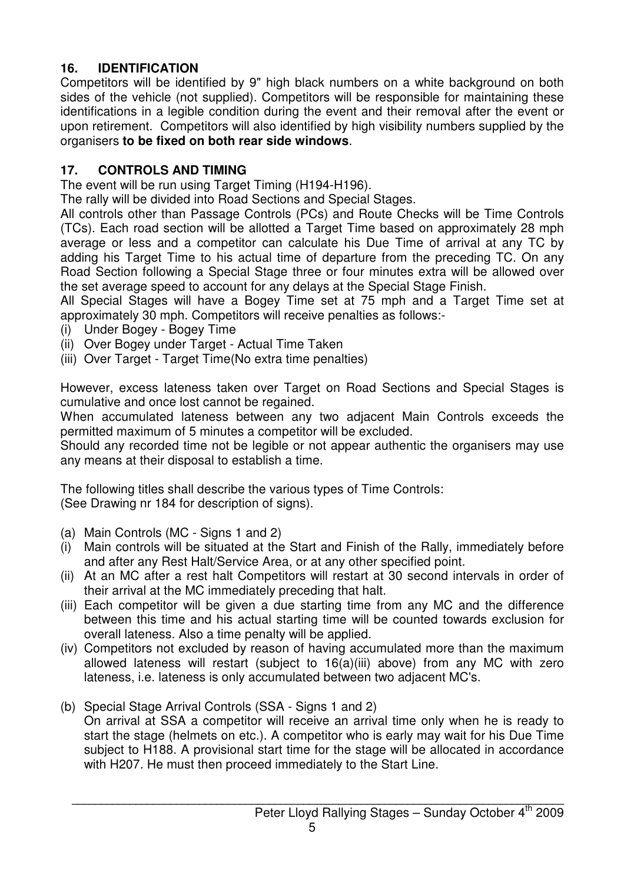## 16. IDENTIFICATION

Competitors will be identified by 9" high black numbers on a white background on both sides of the vehicle (not supplied). Competitors will be responsible for maintaining these identifications in a legible condition during the event and their removal after the event or upon retirement. Competitors will also identified by high visibility numbers supplied by the organisers **to be fixed on both rear side windows**.

## 17. CONTROLS AND TIMING

The event will be run using Target Timing (H194-H196).

The rally will be divided into Road Sections and Special Stages.

All controls other than Passage Controls (PCs) and Route Checks will be Time Controls (TCs). Each road section will be allotted a Target Time based on approximately 28 mph average or less and a competitor can calculate his Due Time of arrival at any TC by adding his Target Time to his actual time of departure from the preceding TC. On any Road Section following a Special Stage three or four minutes extra will be allowed over the set average speed to account for any delays at the Special Stage Finish.

All Special Stages will have a Bogey Time set at 75 mph and a Target Time set at approximately 30 mph. Competitors will receive penalties as follows:-

(i) Under Bogey - Bogey Time
(ii) Over Bogey under Target - Actual Time Taken
(iii) Over Target - Target Time(No extra time penalties)

However, excess lateness taken over Target on Road Sections and Special Stages is cumulative and once lost cannot be regained.

When accumulated lateness between any two adjacent Main Controls exceeds the permitted maximum of 5 minutes a competitor will be excluded.

Should any recorded time not be legible or not appear authentic the organisers may use any means at their disposal to establish a time.

The following titles shall describe the various types of Time Controls:
(See Drawing nr 184 for description of signs).

(a) Main Controls (MC - Signs 1 and 2)

(i) Main controls will be situated at the Start and Finish of the Rally, immediately before and after any Rest Halt/Service Area, or at any other specified point.
(ii) At an MC after a rest halt Competitors will restart at 30 second intervals in order of their arrival at the MC immediately preceding that halt.
(iii) Each competitor will be given a due starting time from any MC and the difference between this time and his actual starting time will be counted towards exclusion for overall lateness. Also a time penalty will be applied.
(iv) Competitors not excluded by reason of having accumulated more than the maximum allowed lateness will restart (subject to 16(a)(iii) above) from any MC with zero lateness, i.e. lateness is only accumulated between two adjacent MC's.

(b) Special Stage Arrival Controls (SSA - Signs 1 and 2)
On arrival at SSA a competitor will receive an arrival time only when he is ready to start the stage (helmets on etc.). A competitor who is early may wait for his Due Time subject to H188. A provisional start time for the stage will be allocated in accordance with H207. He must then proceed immediately to the Start Line.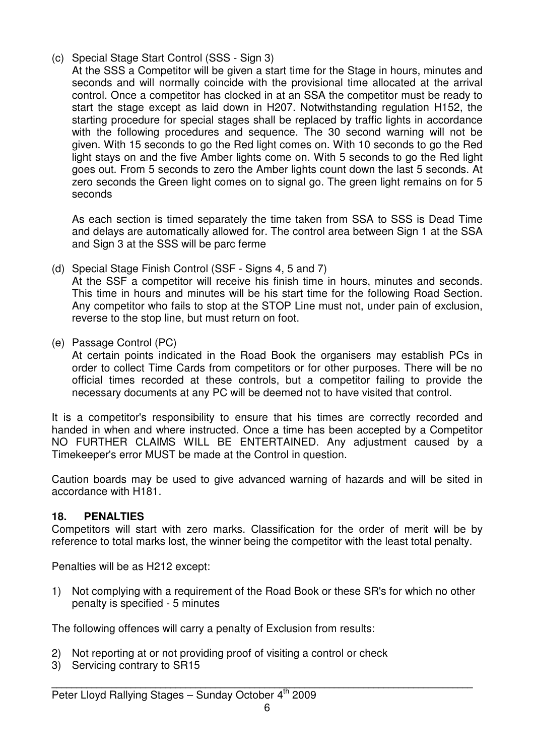(c) Special Stage Start Control (SSS - Sign 3)

At the SSS a Competitor will be given a start time for the Stage in hours, minutes and seconds and will normally coincide with the provisional time allocated at the arrival control. Once a competitor has clocked in at an SSA the competitor must be ready to start the stage except as laid down in H207. Notwithstanding regulation H152, the starting procedure for special stages shall be replaced by traffic lights in accordance with the following procedures and sequence. The 30 second warning will not be given. With 15 seconds to go the Red light comes on. With 10 seconds to go the Red light stays on and the five Amber lights come on. With 5 seconds to go the Red light goes out. From 5 seconds to zero the Amber lights count down the last 5 seconds. At zero seconds the Green light comes on to signal go. The green light remains on for 5 seconds

As each section is timed separately the time taken from SSA to SSS is Dead Time and delays are automatically allowed for. The control area between Sign 1 at the SSA and Sign 3 at the SSS will be parc ferme

(d) Special Stage Finish Control (SSF - Signs 4, 5 and 7)

At the SSF a competitor will receive his finish time in hours, minutes and seconds. This time in hours and minutes will be his start time for the following Road Section. Any competitor who fails to stop at the STOP Line must not, under pain of exclusion, reverse to the stop line, but must return on foot.

(e) Passage Control (PC)

At certain points indicated in the Road Book the organisers may establish PCs in order to collect Time Cards from competitors or for other purposes. There will be no official times recorded at these controls, but a competitor failing to provide the necessary documents at any PC will be deemed not to have visited that control.

It is a competitor's responsibility to ensure that his times are correctly recorded and handed in when and where instructed. Once a time has been accepted by a Competitor NO FURTHER CLAIMS WILL BE ENTERTAINED. Any adjustment caused by a Timekeeper's error MUST be made at the Control in question.

Caution boards may be used to give advanced warning of hazards and will be sited in accordance with H181.

## 18. PENALTIES

Competitors will start with zero marks. Classification for the order of merit will be by reference to total marks lost, the winner being the competitor with the least total penalty.

Penalties will be as H212 except:

1) Not complying with a requirement of the Road Book or these SR's for which no other penalty is specified - 5 minutes

The following offences will carry a penalty of Exclusion from results:

2) Not reporting at or not providing proof of visiting a control or check
3) Servicing contrary to SR15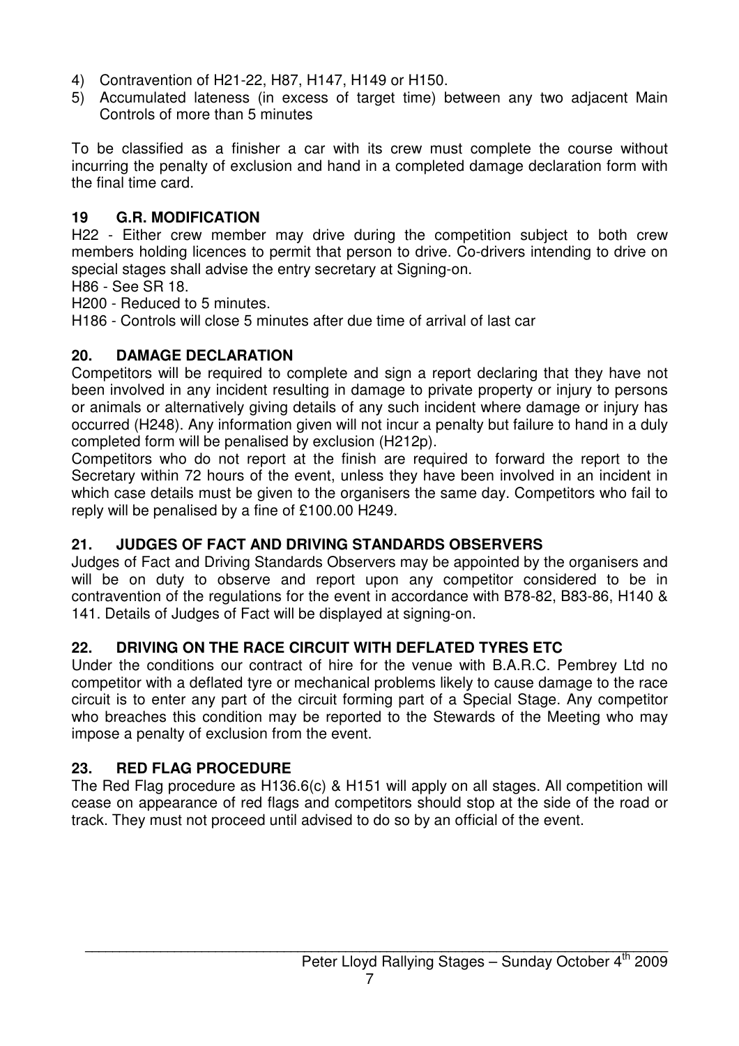4) Contravention of H21-22, H87, H147, H149 or H150.
5) Accumulated lateness (in excess of target time) between any two adjacent Main Controls of more than 5 minutes

To be classified as a finisher a car with its crew must complete the course without incurring the penalty of exclusion and hand in a completed damage declaration form with the final time card.

## 19 G.R. MODIFICATION

H22 - Either crew member may drive during the competition subject to both crew members holding licences to permit that person to drive. Co-drivers intending to drive on special stages shall advise the entry secretary at Signing-on.

H86 - See SR 18.

H200 - Reduced to 5 minutes.

H186 - Controls will close 5 minutes after due time of arrival of last car

## 20. DAMAGE DECLARATION

Competitors will be required to complete and sign a report declaring that they have not been involved in any incident resulting in damage to private property or injury to persons or animals or alternatively giving details of any such incident where damage or injury has occurred (H248). Any information given will not incur a penalty but failure to hand in a duly completed form will be penalised by exclusion (H212p).

Competitors who do not report at the finish are required to forward the report to the Secretary within 72 hours of the event, unless they have been involved in an incident in which case details must be given to the organisers the same day. Competitors who fail to reply will be penalised by a fine of £100.00 H249.

## 21. JUDGES OF FACT AND DRIVING STANDARDS OBSERVERS

Judges of Fact and Driving Standards Observers may be appointed by the organisers and will be on duty to observe and report upon any competitor considered to be in contravention of the regulations for the event in accordance with B78-82, B83-86, H140 & 141. Details of Judges of Fact will be displayed at signing-on.

## 22. DRIVING ON THE RACE CIRCUIT WITH DEFLATED TYRES ETC

Under the conditions our contract of hire for the venue with B.A.R.C. Pembrey Ltd no competitor with a deflated tyre or mechanical problems likely to cause damage to the race circuit is to enter any part of the circuit forming part of a Special Stage. Any competitor who breaches this condition may be reported to the Stewards of the Meeting who may impose a penalty of exclusion from the event.

## 23. RED FLAG PROCEDURE

The Red Flag procedure as H136.6(c) & H151 will apply on all stages. All competition will cease on appearance of red flags and competitors should stop at the side of the road or track. They must not proceed until advised to do so by an official of the event.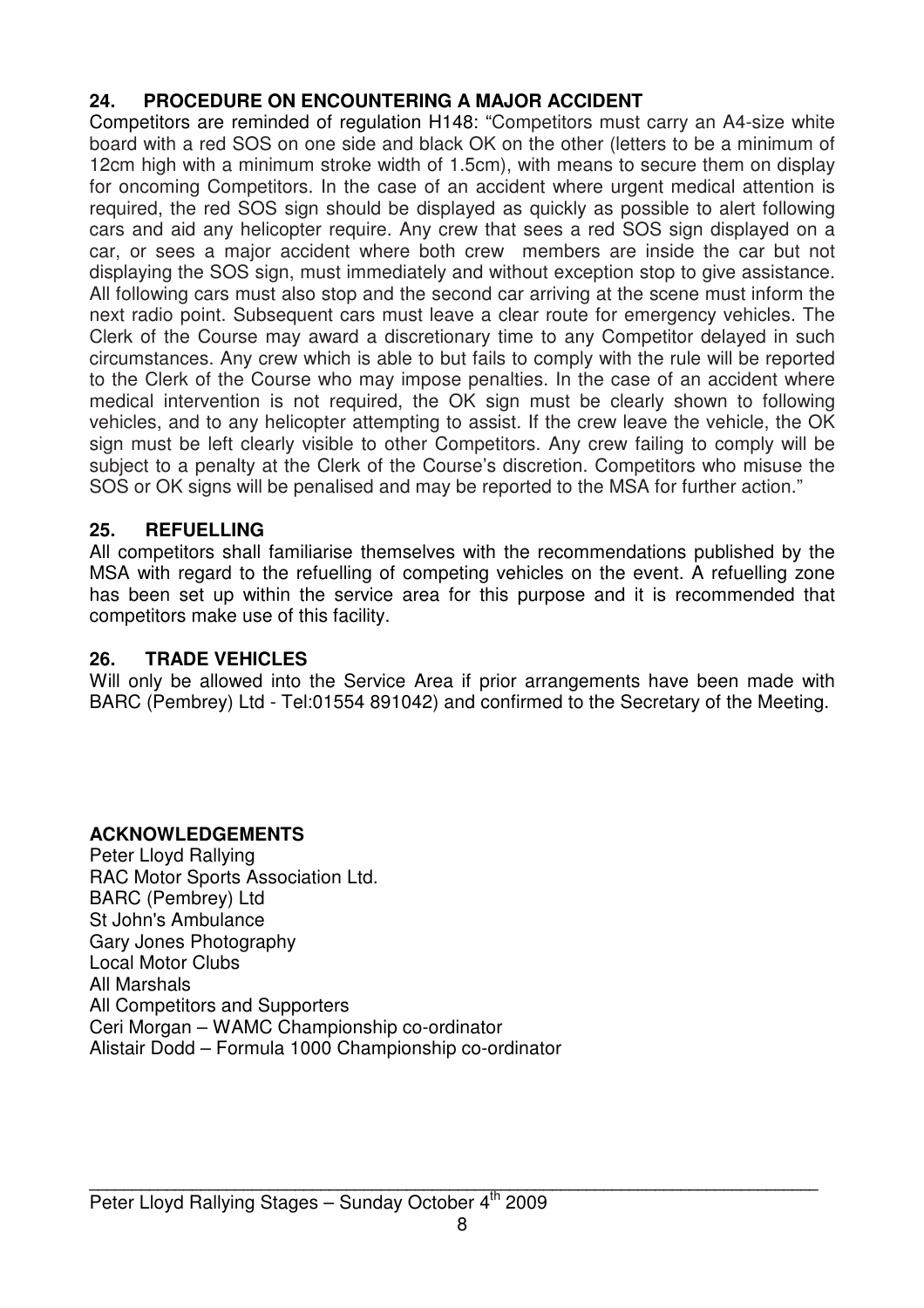## 24. PROCEDURE ON ENCOUNTERING A MAJOR ACCIDENT

Competitors are reminded of regulation H148: "Competitors must carry an A4-size white board with a red SOS on one side and black OK on the other (letters to be a minimum of 12cm high with a minimum stroke width of 1.5cm), with means to secure them on display for oncoming Competitors. In the case of an accident where urgent medical attention is required, the red SOS sign should be displayed as quickly as possible to alert following cars and aid any helicopter require. Any crew that sees a red SOS sign displayed on a car, or sees a major accident where both crew members are inside the car but not displaying the SOS sign, must immediately and without exception stop to give assistance. All following cars must also stop and the second car arriving at the scene must inform the next radio point. Subsequent cars must leave a clear route for emergency vehicles. The Clerk of the Course may award a discretionary time to any Competitor delayed in such circumstances. Any crew which is able to but fails to comply with the rule will be reported to the Clerk of the Course who may impose penalties. In the case of an accident where medical intervention is not required, the OK sign must be clearly shown to following vehicles, and to any helicopter attempting to assist. If the crew leave the vehicle, the OK sign must be left clearly visible to other Competitors. Any crew failing to comply will be subject to a penalty at the Clerk of the Course's discretion. Competitors who misuse the SOS or OK signs will be penalised and may be reported to the MSA for further action."

## 25. REFUELLING

All competitors shall familiarise themselves with the recommendations published by the MSA with regard to the refuelling of competing vehicles on the event. A refuelling zone has been set up within the service area for this purpose and it is recommended that competitors make use of this facility.

## 26. TRADE VEHICLES

Will only be allowed into the Service Area if prior arrangements have been made with BARC (Pembrey) Ltd - Tel:01554 891042) and confirmed to the Secretary of the Meeting.

## ACKNOWLEDGEMENTS

Peter Lloyd Rallying
RAC Motor Sports Association Ltd.
BARC (Pembrey) Ltd
St John's Ambulance
Gary Jones Photography
Local Motor Clubs
All Marshals
All Competitors and Supporters
Ceri Morgan – WAMC Championship co-ordinator
Alistair Dodd – Formula 1000 Championship co-ordinator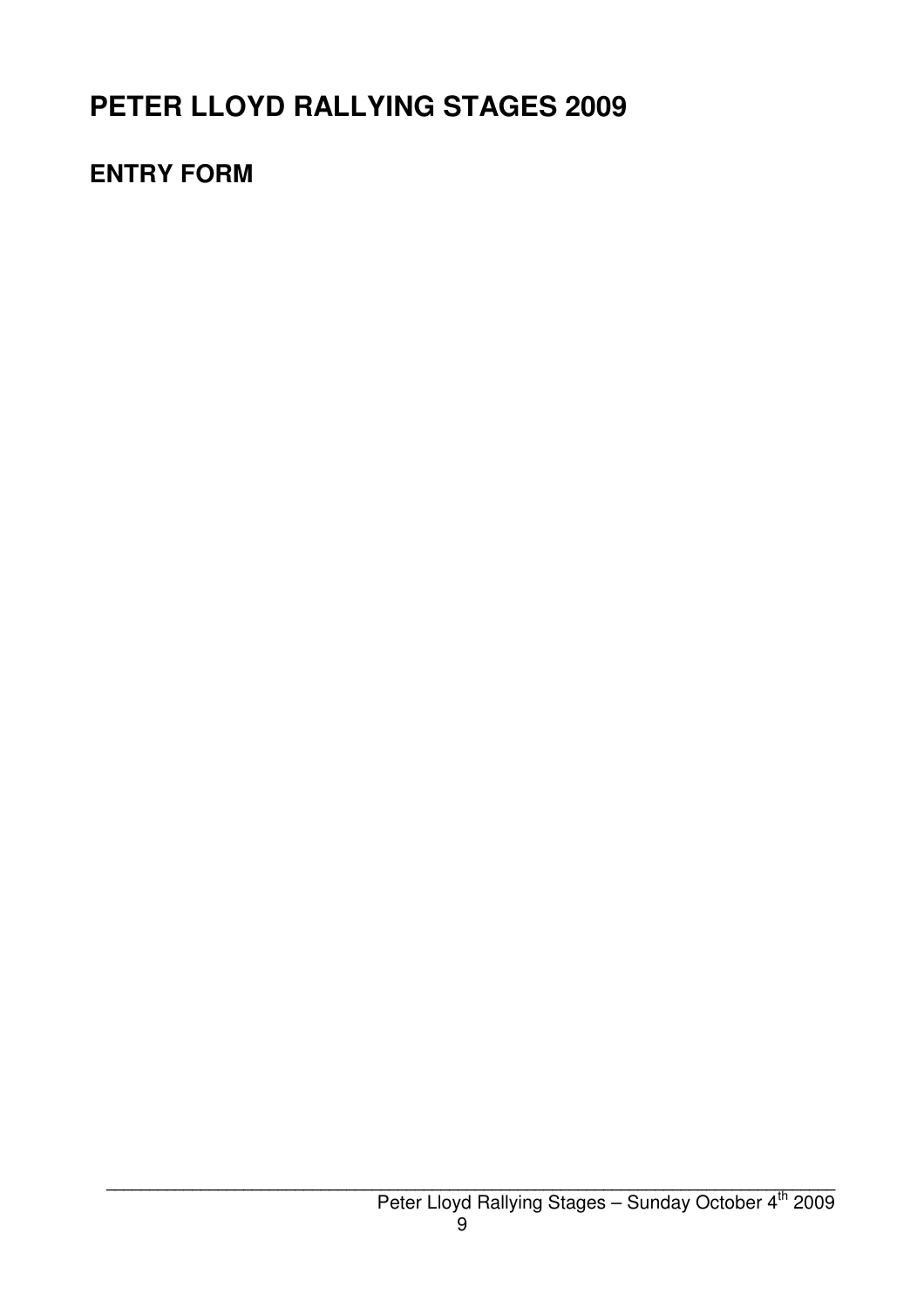# PETER LLOYD RALLYING STAGES 2009

## ENTRY FORM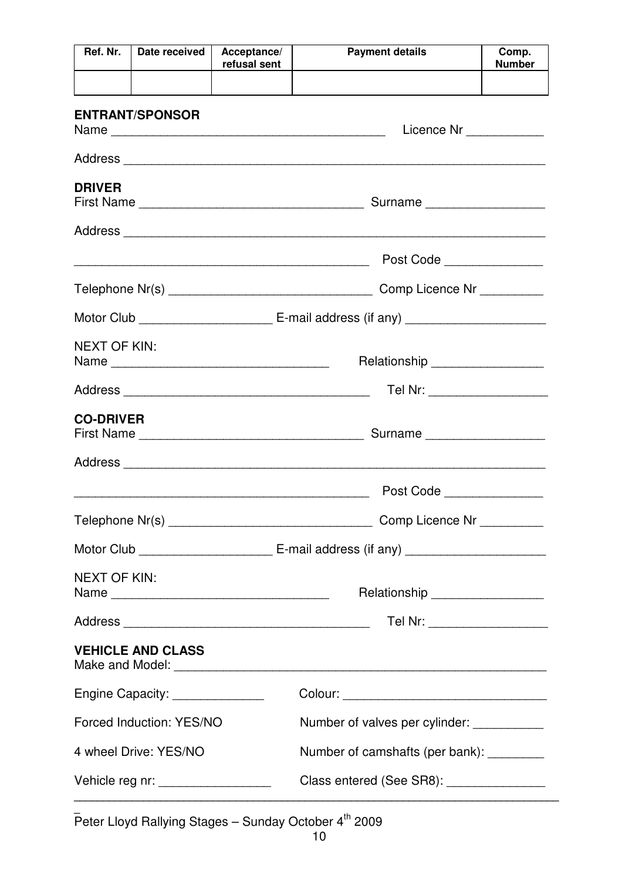| Ref. Nr. | Date received | Acceptance/ refusal sent | Payment details | Comp. Number |
|---|---|---|---|---|
| | | | | |

**ENTRANT/SPONSOR**

Name ________________________________________ Licence Nr ___________

Address ______________________________________________________________

**DRIVER**

First Name ________________________________ Surname _________________

Address ______________________________________________________________

___________________________________________ Post Code ______________

Telephone Nr(s) ______________________________ Comp Licence Nr _________

Motor Club ___________________ E-mail address (if any) ____________________

NEXT OF KIN:

Name _______________________________ Relationship ________________

Address ____________________________________ Tel Nr: _________________

**CO-DRIVER**

First Name ________________________________ Surname _________________

Address ______________________________________________________________

___________________________________________ Post Code ______________

Telephone Nr(s) ______________________________ Comp Licence Nr _________

Motor Club ___________________ E-mail address (if any) ____________________

NEXT OF KIN:

Name _______________________________ Relationship ________________

Address ____________________________________ Tel Nr: _________________

**VEHICLE AND CLASS**

Make and Model: ______________________________________________________

Engine Capacity: _____________ Colour: _____________________________

Forced Induction: YES/NO Number of valves per cylinder: __________

4 wheel Drive: YES/NO Number of camshafts (per bank): ________

Vehicle reg nr: ________________ Class entered (See SR8): ______________

Peter Lloyd Rallying Stages – Sunday October 4th 2009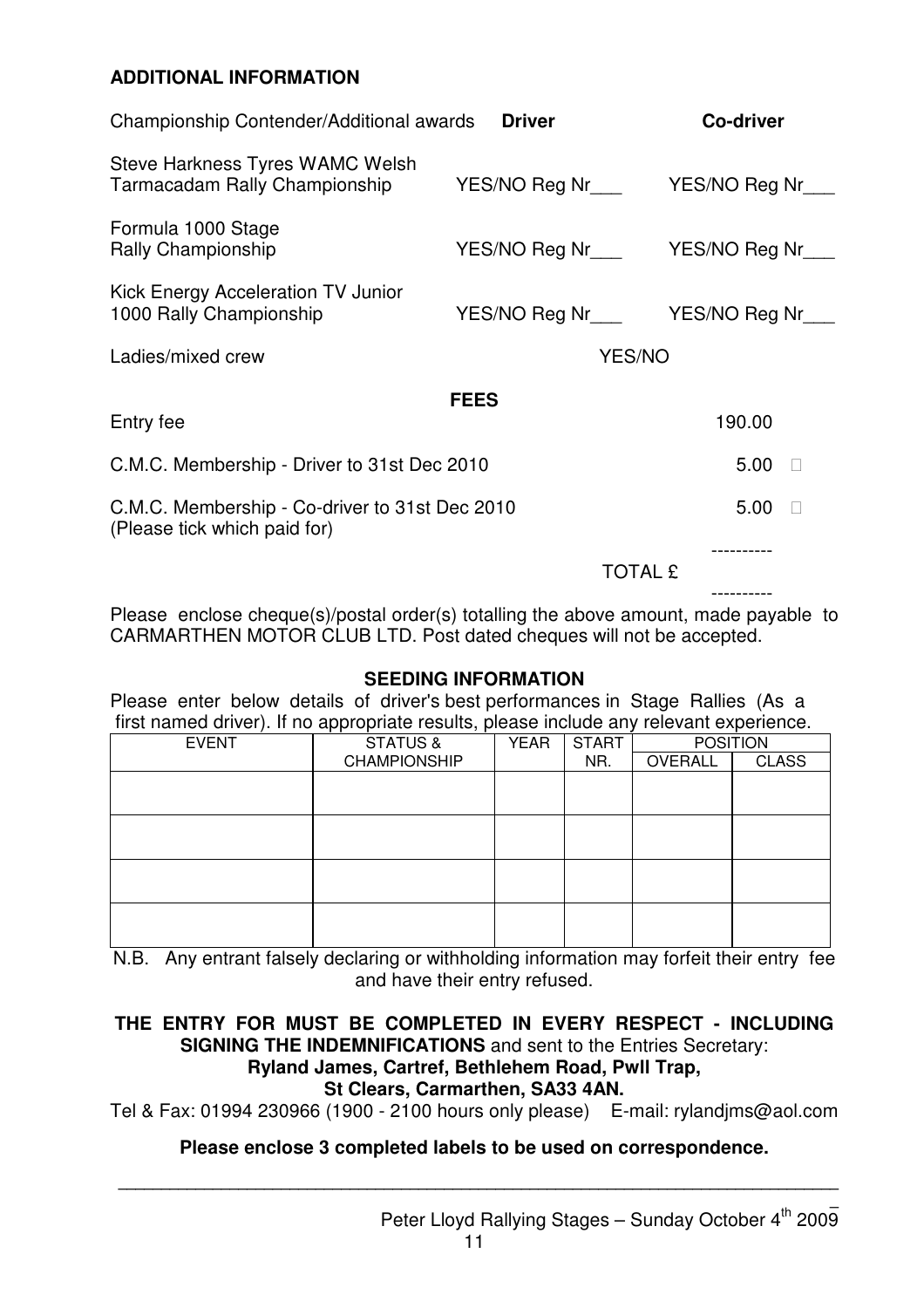**ADDITIONAL INFORMATION**

| Championship Contender/Additional awards | **Driver** | **Co-driver** |
|---|---|---|
| Steve Harkness Tyres WAMC Welsh Tarmacadam Rally Championship | YES/NO Reg Nr___ | YES/NO Reg Nr___ |
| Formula 1000 Stage Rally Championship | YES/NO Reg Nr___ | YES/NO Reg Nr___ |
| Kick Energy Acceleration TV Junior 1000 Rally Championship | YES/NO Reg Nr___ | YES/NO Reg Nr___ |
| Ladies/mixed crew | YES/NO | |

**FEES**

| | |
|---|---|
| Entry fee | 190.00 |
| C.M.C. Membership - Driver to 31st Dec 2010 | 5.00 □ |
| C.M.C. Membership - Co-driver to 31st Dec 2010 (Please tick which paid for) | 5.00 □ |
| TOTAL £ | |

Please enclose cheque(s)/postal order(s) totalling the above amount, made payable to CARMARTHEN MOTOR CLUB LTD. Post dated cheques will not be accepted.

**SEEDING INFORMATION**

Please enter below details of driver's best performances in Stage Rallies (As a first named driver). If no appropriate results, please include any relevant experience.

| EVENT | STATUS & CHAMPIONSHIP | YEAR | START NR. | POSITION | |
|---|---|---|---|---|---|
| | | | | OVERALL | CLASS |
| | | | | | |
| | | | | | |
| | | | | | |
| | | | | | |

N.B. Any entrant falsely declaring or withholding information may forfeit their entry fee and have their entry refused.

**THE ENTRY FOR MUST BE COMPLETED IN EVERY RESPECT - INCLUDING SIGNING THE INDEMNIFICATIONS** and sent to the Entries Secretary:
**Ryland James, Cartref, Bethlehem Road, Pwll Trap, St Clears, Carmarthen, SA33 4AN.**
Tel & Fax: 01994 230966 (1900 - 2100 hours only please) E-mail: rylandjms@aol.com

**Please enclose 3 completed labels to be used on correspondence.**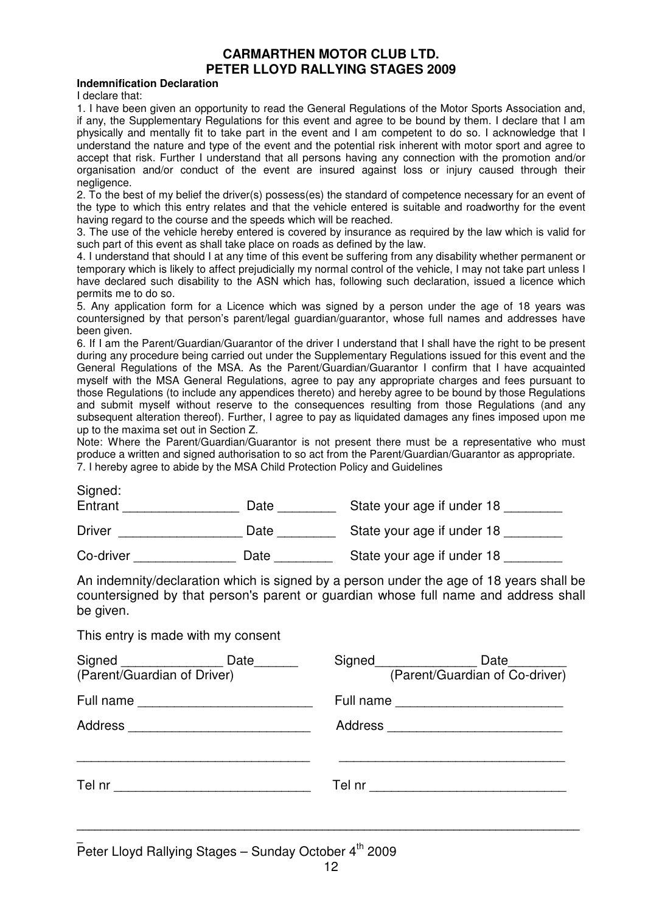# CARMARTHEN MOTOR CLUB LTD.
# PETER LLOYD RALLYING STAGES 2009

**Indemnification Declaration**

I declare that:

1. I have been given an opportunity to read the General Regulations of the Motor Sports Association and, if any, the Supplementary Regulations for this event and agree to be bound by them. I declare that I am physically and mentally fit to take part in the event and I am competent to do so. I acknowledge that I understand the nature and type of the event and the potential risk inherent with motor sport and agree to accept that risk. Further I understand that all persons having any connection with the promotion and/or organisation and/or conduct of the event are insured against loss or injury caused through their negligence.
2. To the best of my belief the driver(s) possess(es) the standard of competence necessary for an event of the type to which this entry relates and that the vehicle entered is suitable and roadworthy for the event having regard to the course and the speeds which will be reached.
3. The use of the vehicle hereby entered is covered by insurance as required by the law which is valid for such part of this event as shall take place on roads as defined by the law.
4. I understand that should I at any time of this event be suffering from any disability whether permanent or temporary which is likely to affect prejudicially my normal control of the vehicle, I may not take part unless I have declared such disability to the ASN which has, following such declaration, issued a licence which permits me to do so.
5. Any application form for a Licence which was signed by a person under the age of 18 years was countersigned by that person's parent/legal guardian/guarantor, whose full names and addresses have been given.
6. If I am the Parent/Guardian/Guarantor of the driver I understand that I shall have the right to be present during any procedure being carried out under the Supplementary Regulations issued for this event and the General Regulations of the MSA. As the Parent/Guardian/Guarantor I confirm that I have acquainted myself with the MSA General Regulations, agree to pay any appropriate charges and fees pursuant to those Regulations (to include any appendices thereto) and hereby agree to be bound by those Regulations and submit myself without reserve to the consequences resulting from those Regulations (and any subsequent alteration thereof). Further, I agree to pay as liquidated damages any fines imposed upon me up to the maxima set out in Section Z.

Note: Where the Parent/Guardian/Guarantor is not present there must be a representative who must produce a written and signed authorisation to so act from the Parent/Guardian/Guarantor as appropriate.

7. I hereby agree to abide by the MSA Child Protection Policy and Guidelines

Signed:

Entrant ________________ Date ________ State your age if under 18 ________

Driver _________________ Date ________ State your age if under 18 ________

Co-driver ______________ Date ________ State your age if under 18 ________

An indemnity/declaration which is signed by a person under the age of 18 years shall be countersigned by that person's parent or guardian whose full name and address shall be given.

This entry is made with my consent

Signed ______________ Date______
(Parent/Guardian of Driver)

Full name ________________________

Address _________________________

________________________________

Tel nr ___________________________

Signed______________ Date________
(Parent/Guardian of Co-driver)

Full name _______________________

Address ________________________

________________________________

Tel nr ___________________________

Peter Lloyd Rallying Stages – Sunday October 4th 2009